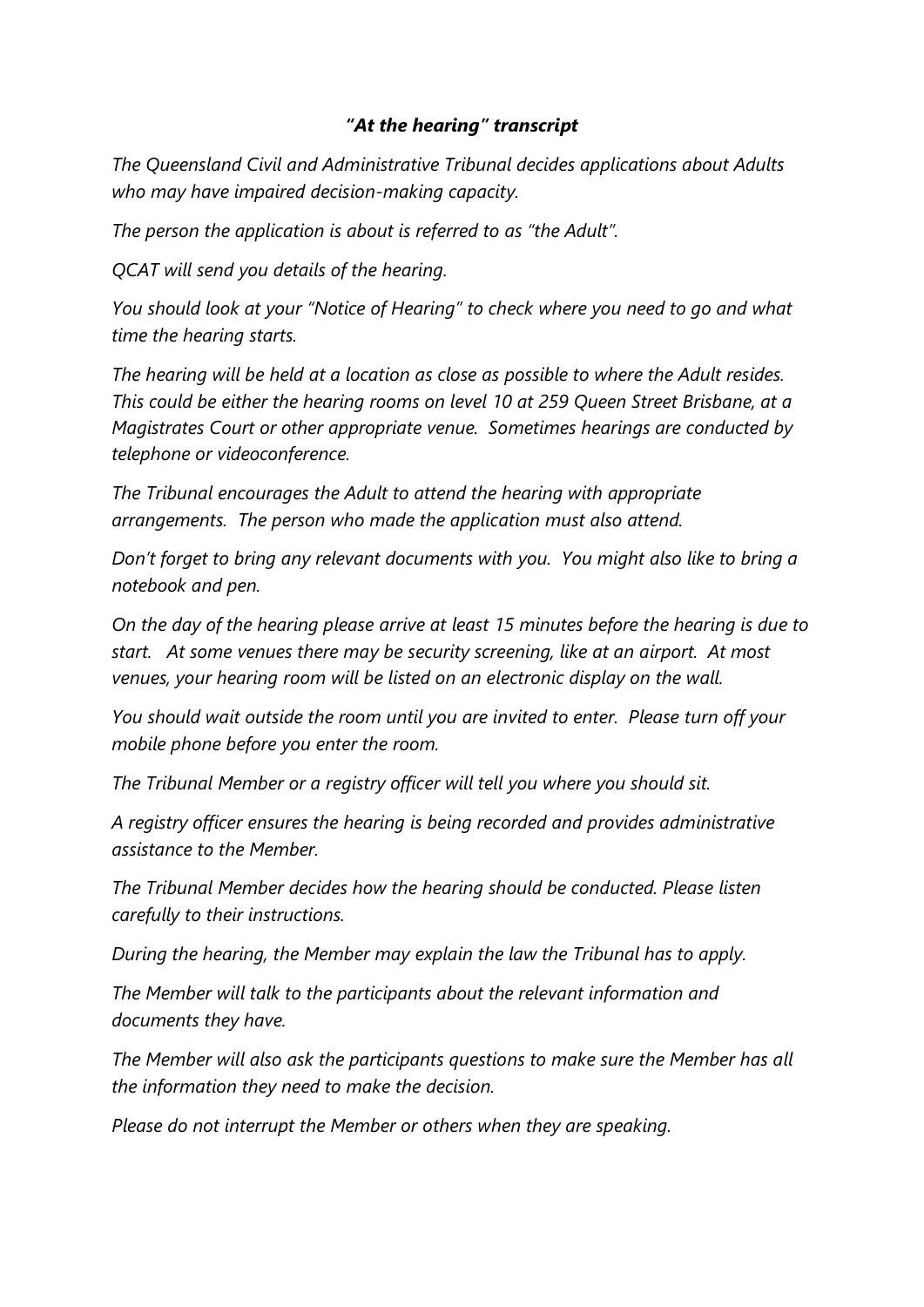# *"At the hearing" transcript*

*The Queensland Civil and Administrative Tribunal decides applications about Adults who may have impaired decision-making capacity.*

*The person the application is about is referred to as "the Adult".*

*QCAT will send you details of the hearing.*

*You should look at your "Notice of Hearing" to check where you need to go and what time the hearing starts.*

*The hearing will be held at a location as close as possible to where the Adult resides. This could be either the hearing rooms on level 10 at 259 Queen Street Brisbane, at a Magistrates Court or other appropriate venue. Sometimes hearings are conducted by telephone or videoconference.*

*The Tribunal encourages the Adult to attend the hearing with appropriate arrangements. The person who made the application must also attend.*

*Don't forget to bring any relevant documents with you. You might also like to bring a notebook and pen.*

*On the day of the hearing please arrive at least 15 minutes before the hearing is due to start. At some venues there may be security screening, like at an airport. At most venues, your hearing room will be listed on an electronic display on the wall.*

*You should wait outside the room until you are invited to enter. Please turn off your mobile phone before you enter the room.*

*The Tribunal Member or a registry officer will tell you where you should sit.*

*A registry officer ensures the hearing is being recorded and provides administrative assistance to the Member.*

*The Tribunal Member decides how the hearing should be conducted. Please listen carefully to their instructions.*

*During the hearing, the Member may explain the law the Tribunal has to apply.*

*The Member will talk to the participants about the relevant information and documents they have.*

*The Member will also ask the participants questions to make sure the Member has all the information they need to make the decision.*

*Please do not interrupt the Member or others when they are speaking.*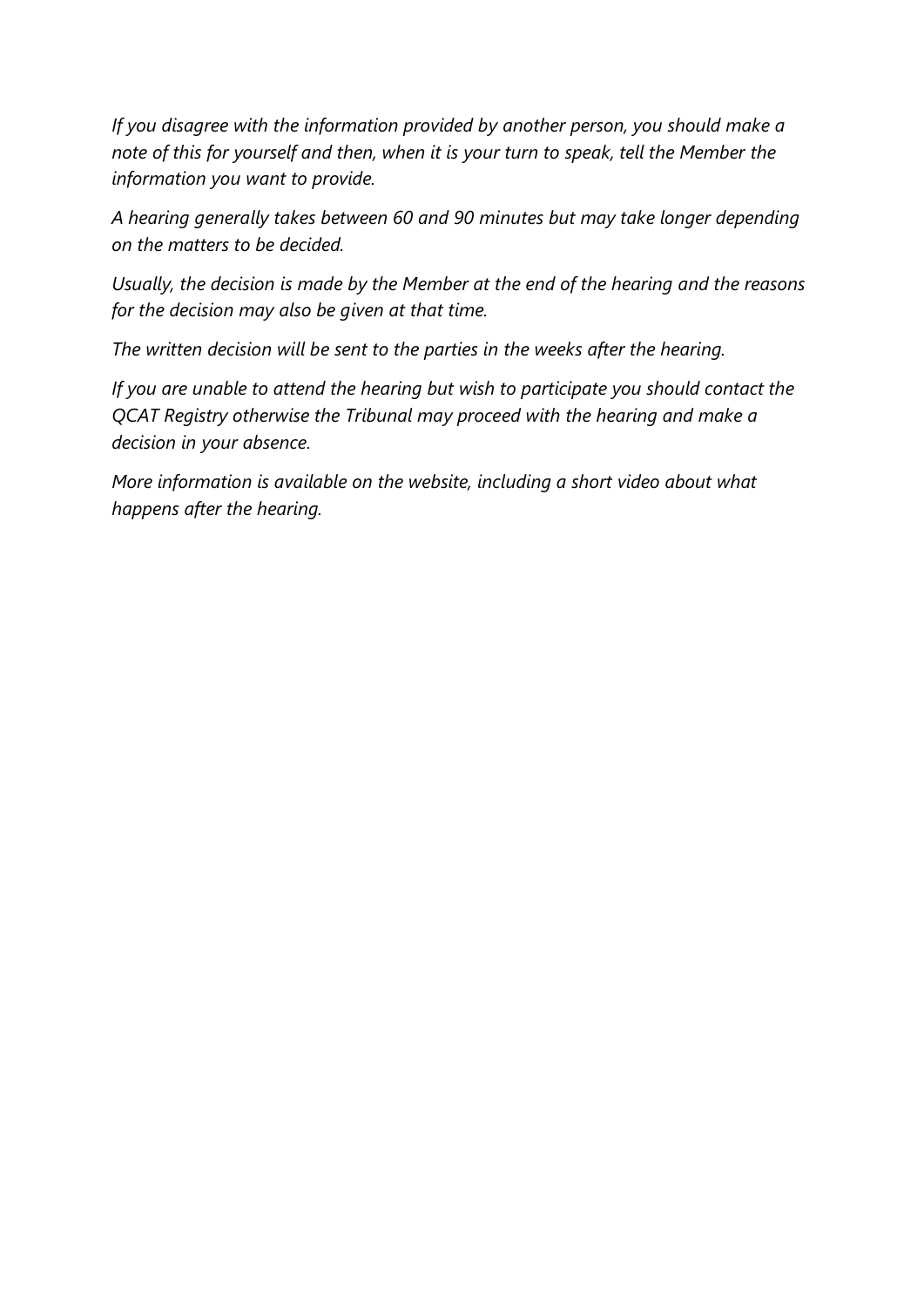*If you disagree with the information provided by another person, you should make a note of this for yourself and then, when it is your turn to speak, tell the Member the information you want to provide.*

*A hearing generally takes between 60 and 90 minutes but may take longer depending on the matters to be decided.*

*Usually, the decision is made by the Member at the end of the hearing and the reasons for the decision may also be given at that time.*

*The written decision will be sent to the parties in the weeks after the hearing.*

*If you are unable to attend the hearing but wish to participate you should contact the QCAT Registry otherwise the Tribunal may proceed with the hearing and make a decision in your absence.*

*More information is available on the website, including a short video about what happens after the hearing.*